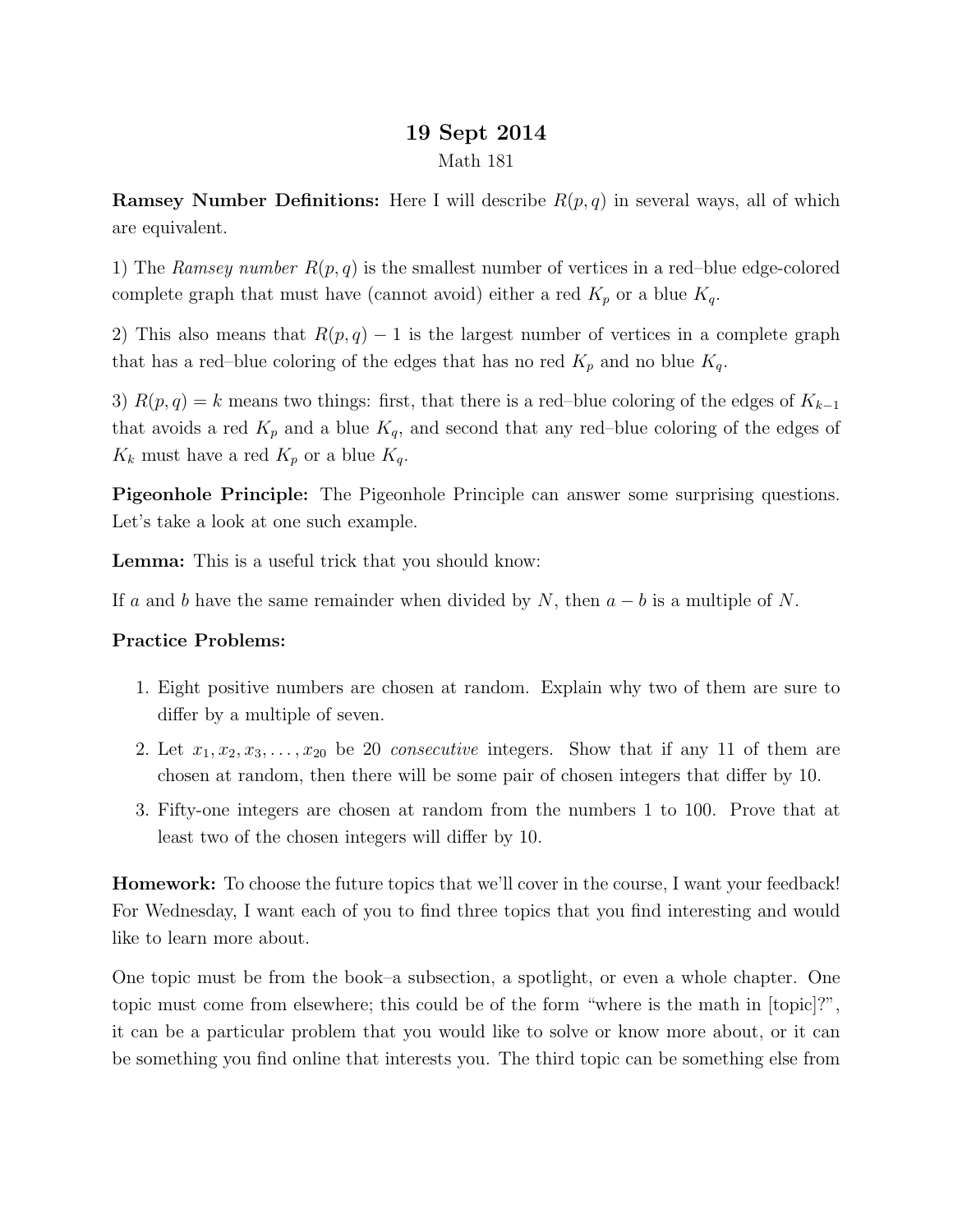# 19 Sept 2014

Math 181

**Ramsey Number Definitions:** Here I will describe $R(p, q)$ in several ways, all of which are equivalent.

1) The *Ramsey number* $R(p, q)$ is the smallest number of vertices in a red–blue edge-colored complete graph that must have (cannot avoid) either a red $K_p$ or a blue $K_q$.

2) This also means that $R(p, q) - 1$ is the largest number of vertices in a complete graph that has a red–blue coloring of the edges that has no red $K_p$ and no blue $K_q$.

3) $R(p, q) = k$ means two things: first, that there is a red–blue coloring of the edges of $K_{k-1}$ that avoids a red $K_p$ and a blue $K_q$, and second that any red–blue coloring of the edges of $K_k$ must have a red $K_p$ or a blue $K_q$.

**Pigeonhole Principle:** The Pigeonhole Principle can answer some surprising questions. Let's take a look at one such example.

**Lemma:** This is a useful trick that you should know:

If $a$ and $b$ have the same remainder when divided by $N$, then $a - b$ is a multiple of $N$.

**Practice Problems:**

1. Eight positive numbers are chosen at random. Explain why two of them are sure to differ by a multiple of seven.
2. Let $x_1, x_2, x_3, \ldots, x_{20}$ be 20 *consecutive* integers. Show that if any 11 of them are chosen at random, then there will be some pair of chosen integers that differ by 10.
3. Fifty-one integers are chosen at random from the numbers 1 to 100. Prove that at least two of the chosen integers will differ by 10.

**Homework:** To choose the future topics that we'll cover in the course, I want your feedback! For Wednesday, I want each of you to find three topics that you find interesting and would like to learn more about.

One topic must be from the book–a subsection, a spotlight, or even a whole chapter. One topic must come from elsewhere; this could be of the form "where is the math in [topic]?", it can be a particular problem that you would like to solve or know more about, or it can be something you find online that interests you. The third topic can be something else from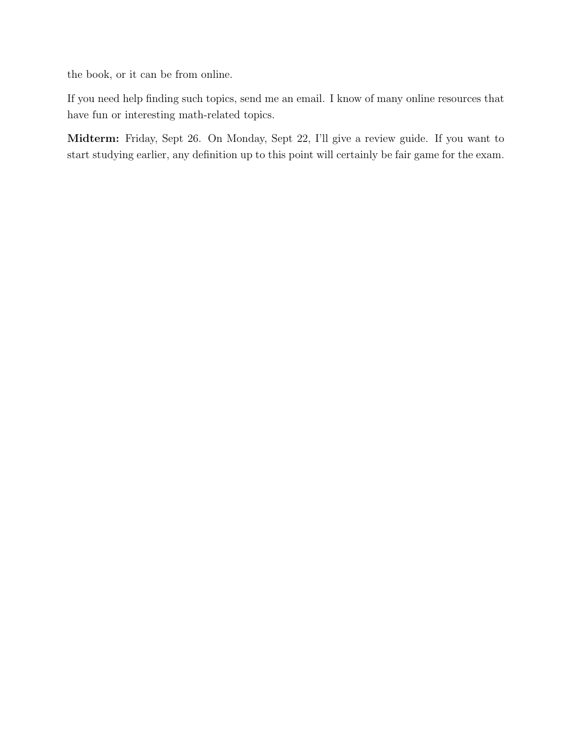the book, or it can be from online.

If you need help finding such topics, send me an email. I know of many online resources that have fun or interesting math-related topics.

**Midterm:** Friday, Sept 26. On Monday, Sept 22, I'll give a review guide. If you want to start studying earlier, any definition up to this point will certainly be fair game for the exam.